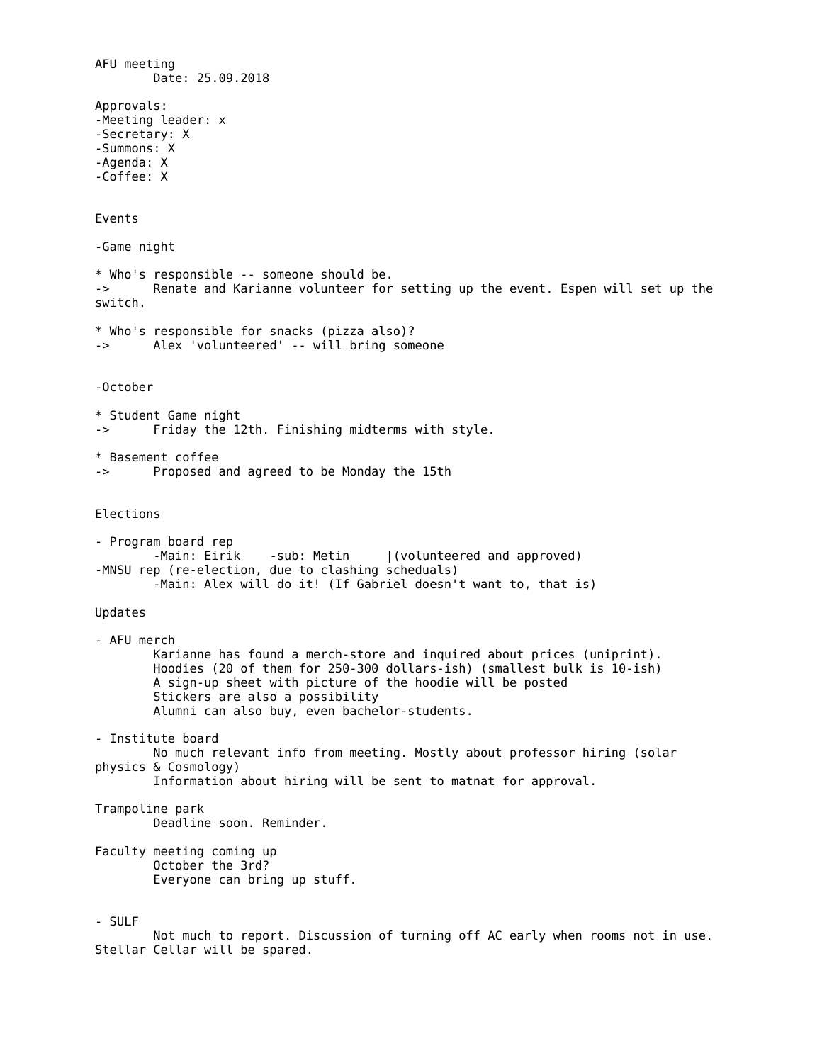AFU meeting
Date: 25.09.2018

Approvals:
- Meeting leader: x
- Secretary: X
- Summons: X
- Agenda: X
- Coffee: X

Events

- Game night

* Who's responsible -- someone should be.
-> Renate and Karianne volunteer for setting up the event. Espen will set up the switch.

* Who's responsible for snacks (pizza also)?
-> Alex 'volunteered' -- will bring someone

- October

* Student Game night
-> Friday the 12th. Finishing midterms with style.

* Basement coffee
-> Proposed and agreed to be Monday the 15th

Elections

- Program board rep
  - Main: Eirik -sub: Metin |(volunteered and approved)
- MNSU rep (re-election, due to clashing scheduals)
  - Main: Alex will do it! (If Gabriel doesn't want to, that is)

Updates

- AFU merch
  Karianne has found a merch-store and inquired about prices (uniprint).
  Hoodies (20 of them for 250-300 dollars-ish) (smallest bulk is 10-ish)
  A sign-up sheet with picture of the hoodie will be posted
  Stickers are also a possibility
  Alumni can also buy, even bachelor-students.

- Institute board
  No much relevant info from meeting. Mostly about professor hiring (solar physics & Cosmology)
  Information about hiring will be sent to matnat for approval.

Trampoline park
  Deadline soon. Reminder.

Faculty meeting coming up
  October the 3rd?
  Everyone can bring up stuff.

- SULF
  Not much to report. Discussion of turning off AC early when rooms not in use. Stellar Cellar will be spared.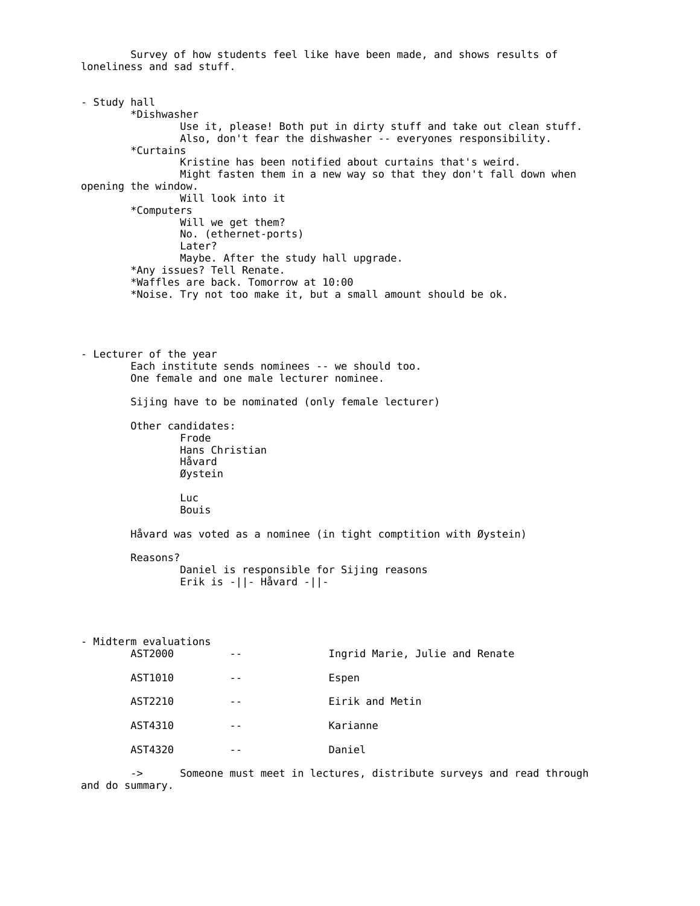Survey of how students feel like have been made, and shows results of loneliness and sad stuff.

- Study hall
  - *Dishwasher
    - Use it, please! Both put in dirty stuff and take out clean stuff.
    - Also, don't fear the dishwasher -- everyones responsibility.
  - *Curtains
    - Kristine has been notified about curtains that's weird.
    - Might fasten them in a new way so that they don't fall down when opening the window.
    - Will look into it
  - *Computers
    - Will we get them?
    - No. (ethernet-ports)
    - Later?
    - Maybe. After the study hall upgrade.
  - *Any issues? Tell Renate.
  - *Waffles are back. Tomorrow at 10:00
  - *Noise. Try not too make it, but a small amount should be ok.

- Lecturer of the year

  Each institute sends nominees -- we should too.
  One female and one male lecturer nominee.

  Sijing have to be nominated (only female lecturer)

  Other candidates:

  - Frode
  - Hans Christian
  - Håvard
  - Øystein

  - Luc
  - Bouis

  Håvard was voted as a nominee (in tight comptition with Øystein)

  Reasons?

  - Daniel is responsible for Sijing reasons
  - Erik is -||- Håvard -||-

- Midterm evaluations

| | | |
|---|---|---|
| AST2000 | -- | Ingrid Marie, Julie and Renate |
| AST1010 | -- | Espen |
| AST2210 | -- | Eirik and Metin |
| AST4310 | -- | Karianne |
| AST4320 | -- | Daniel |

  -> Someone must meet in lectures, distribute surveys and read through and do summary.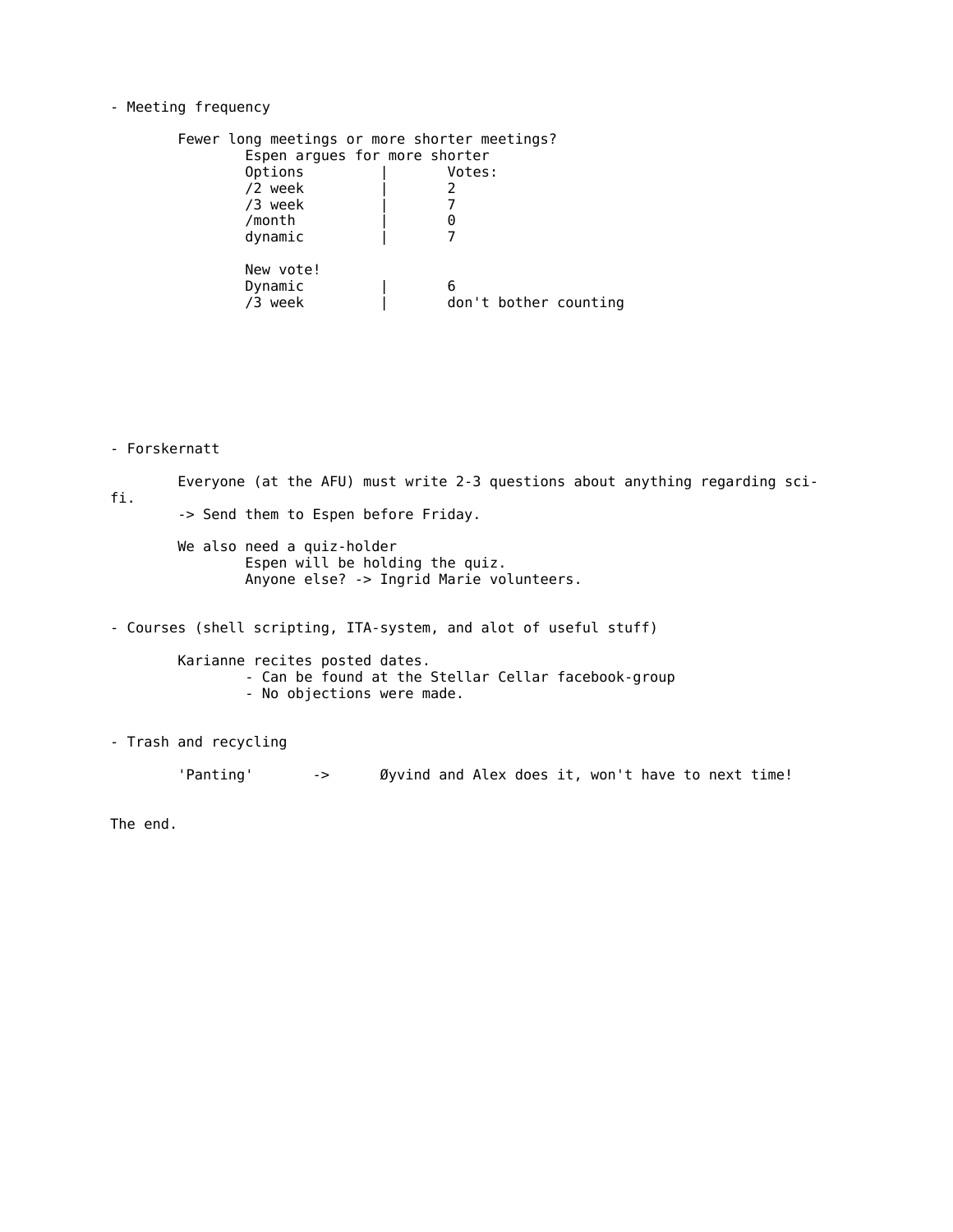- Meeting frequency

  Fewer long meetings or more shorter meetings?

  Espen argues for more shorter

| Options | Votes: |
|---|---|
| /2 week | 2 |
| /3 week | 7 |
| /month | 0 |
| dynamic | 7 |

  New vote!

| | |
|---|---|
| Dynamic | 6 |
| /3 week | don't bother counting |

- Forskernatt

  Everyone (at the AFU) must write 2-3 questions about anything regarding sci-fi.

  -> Send them to Espen before Friday.

  We also need a quiz-holder

  Espen will be holding the quiz.

  Anyone else? -> Ingrid Marie volunteers.

- Courses (shell scripting, ITA-system, and alot of useful stuff)

  Karianne recites posted dates.
  - Can be found at the Stellar Cellar facebook-group
  - No objections were made.

- Trash and recycling

  'Panting' -> Øyvind and Alex does it, won't have to next time!

The end.